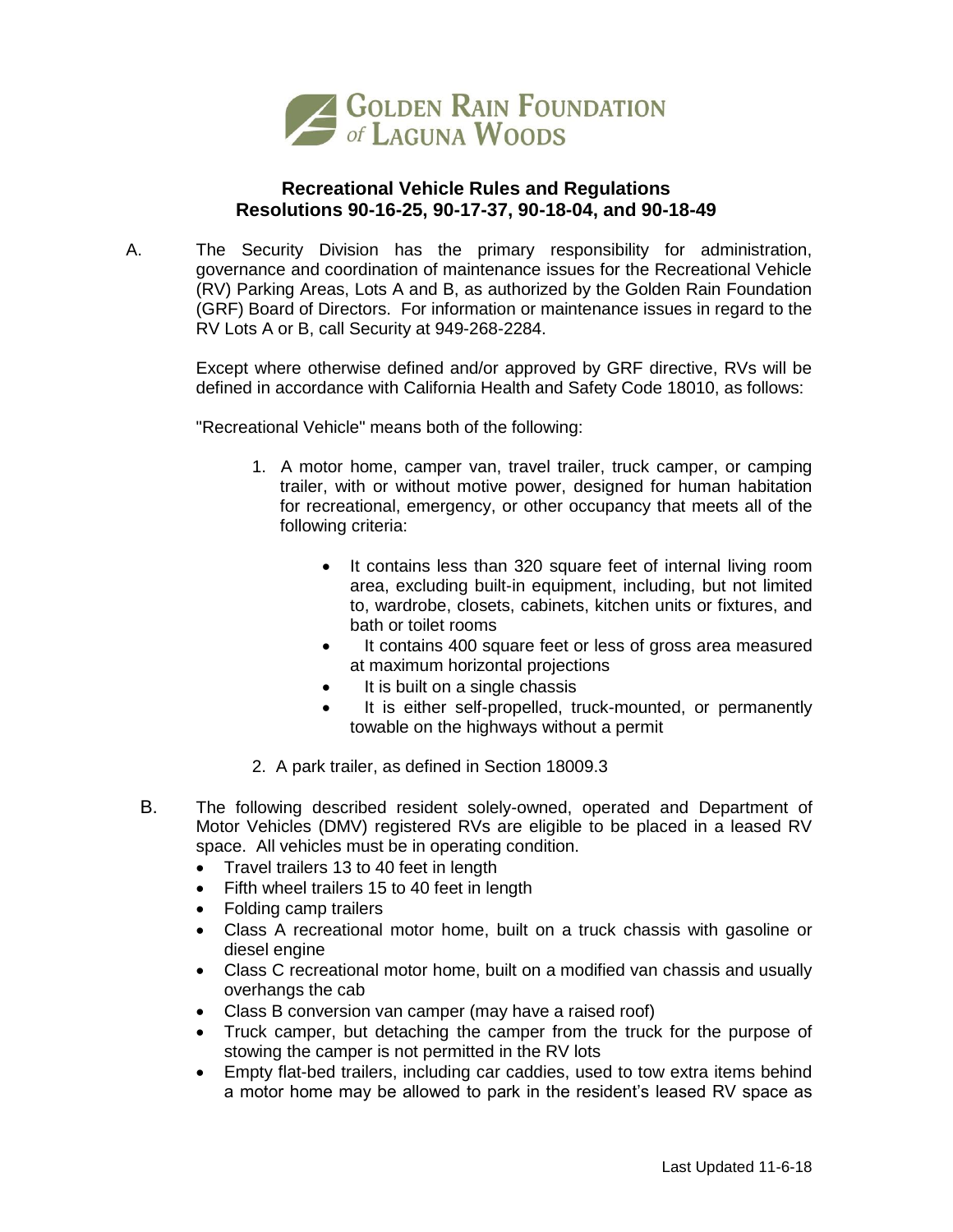GOLDEN RAIN FOUNDATION of LAGUNA WOODS

## Recreational Vehicle Rules and Regulations
## Resolutions 90-16-25, 90-17-37, 90-18-04, and 90-18-49

A. The Security Division has the primary responsibility for administration, governance and coordination of maintenance issues for the Recreational Vehicle (RV) Parking Areas, Lots A and B, as authorized by the Golden Rain Foundation (GRF) Board of Directors. For information or maintenance issues in regard to the RV Lots A or B, call Security at 949-268-2284.

Except where otherwise defined and/or approved by GRF directive, RVs will be defined in accordance with California Health and Safety Code 18010, as follows:

"Recreational Vehicle" means both of the following:

1. A motor home, camper van, travel trailer, truck camper, or camping trailer, with or without motive power, designed for human habitation for recreational, emergency, or other occupancy that meets all of the following criteria:
   - It contains less than 320 square feet of internal living room area, excluding built-in equipment, including, but not limited to, wardrobe, closets, cabinets, kitchen units or fixtures, and bath or toilet rooms
   - It contains 400 square feet or less of gross area measured at maximum horizontal projections
   - It is built on a single chassis
   - It is either self-propelled, truck-mounted, or permanently towable on the highways without a permit
2. A park trailer, as defined in Section 18009.3

B. The following described resident solely-owned, operated and Department of Motor Vehicles (DMV) registered RVs are eligible to be placed in a leased RV space. All vehicles must be in operating condition.

- Travel trailers 13 to 40 feet in length
- Fifth wheel trailers 15 to 40 feet in length
- Folding camp trailers
- Class A recreational motor home, built on a truck chassis with gasoline or diesel engine
- Class C recreational motor home, built on a modified van chassis and usually overhangs the cab
- Class B conversion van camper (may have a raised roof)
- Truck camper, but detaching the camper from the truck for the purpose of stowing the camper is not permitted in the RV lots
- Empty flat-bed trailers, including car caddies, used to tow extra items behind a motor home may be allowed to park in the resident's leased RV space as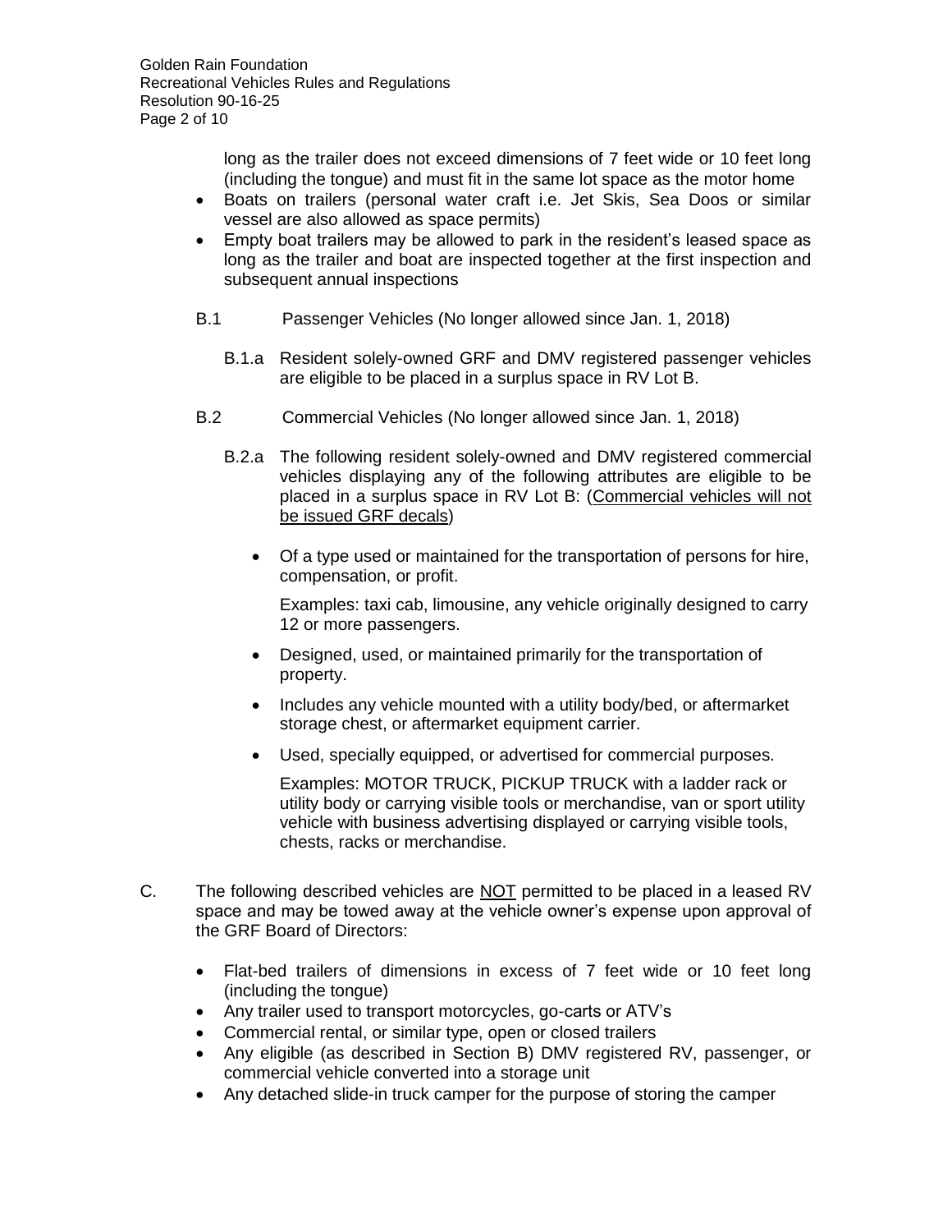long as the trailer does not exceed dimensions of 7 feet wide or 10 feet long (including the tongue) and must fit in the same lot space as the motor home

- Boats on trailers (personal water craft i.e. Jet Skis, Sea Doos or similar vessel are also allowed as space permits)
- Empty boat trailers may be allowed to park in the resident's leased space as long as the trailer and boat are inspected together at the first inspection and subsequent annual inspections

B.1 Passenger Vehicles (No longer allowed since Jan. 1, 2018)

B.1.a Resident solely-owned GRF and DMV registered passenger vehicles are eligible to be placed in a surplus space in RV Lot B.

B.2 Commercial Vehicles (No longer allowed since Jan. 1, 2018)

B.2.a The following resident solely-owned and DMV registered commercial vehicles displaying any of the following attributes are eligible to be placed in a surplus space in RV Lot B: (<u>Commercial vehicles will not be issued GRF decals</u>)

- Of a type used or maintained for the transportation of persons for hire, compensation, or profit.

  Examples: taxi cab, limousine, any vehicle originally designed to carry 12 or more passengers.

- Designed, used, or maintained primarily for the transportation of property.
- Includes any vehicle mounted with a utility body/bed, or aftermarket storage chest, or aftermarket equipment carrier.
- Used, specially equipped, or advertised for commercial purposes.

  Examples: MOTOR TRUCK, PICKUP TRUCK with a ladder rack or utility body or carrying visible tools or merchandise, van or sport utility vehicle with business advertising displayed or carrying visible tools, chests, racks or merchandise.

C. The following described vehicles are <u>NOT</u> permitted to be placed in a leased RV space and may be towed away at the vehicle owner's expense upon approval of the GRF Board of Directors:

- Flat-bed trailers of dimensions in excess of 7 feet wide or 10 feet long (including the tongue)
- Any trailer used to transport motorcycles, go-carts or ATV's
- Commercial rental, or similar type, open or closed trailers
- Any eligible (as described in Section B) DMV registered RV, passenger, or commercial vehicle converted into a storage unit
- Any detached slide-in truck camper for the purpose of storing the camper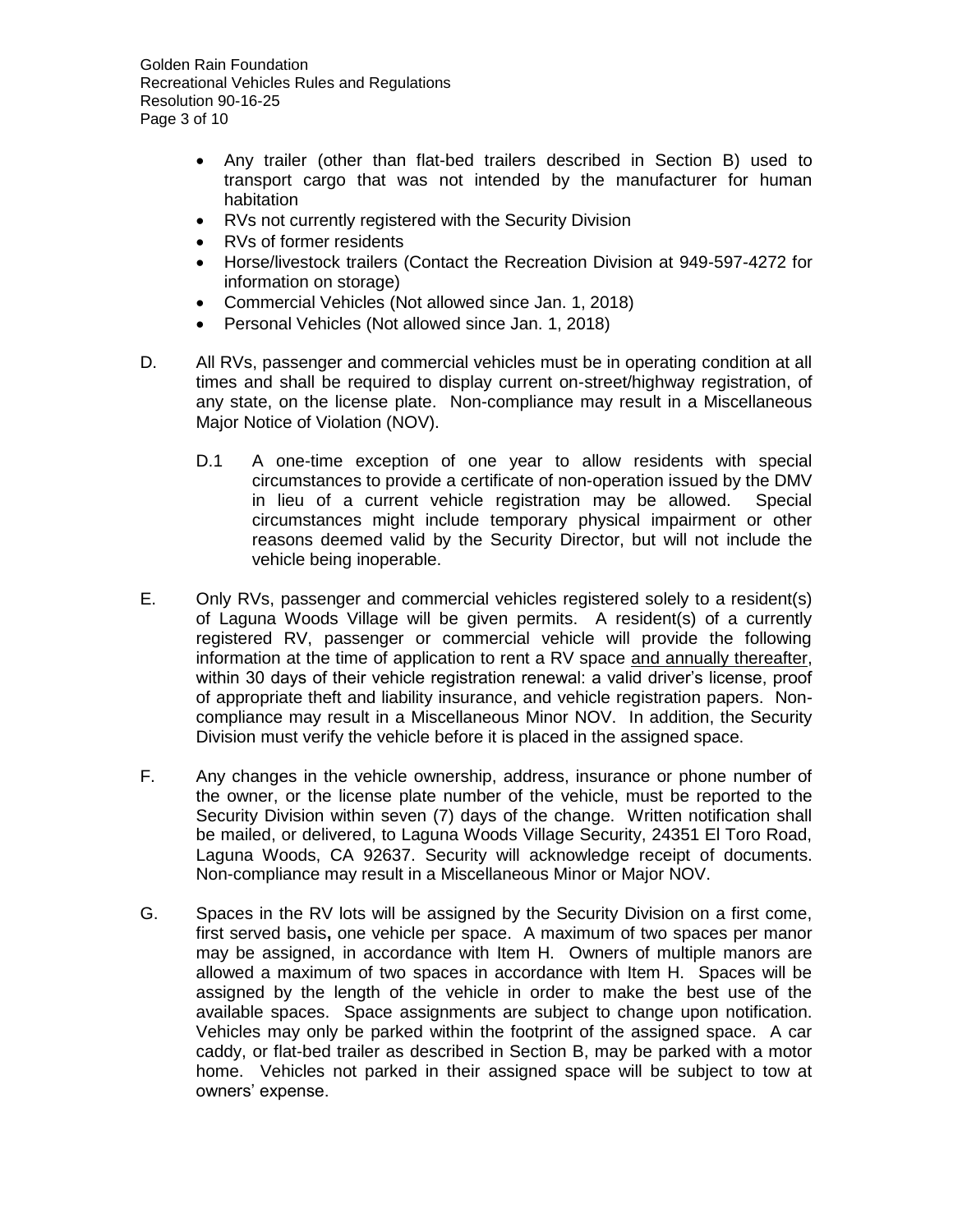- Any trailer (other than flat-bed trailers described in Section B) used to transport cargo that was not intended by the manufacturer for human habitation
- RVs not currently registered with the Security Division
- RVs of former residents
- Horse/livestock trailers (Contact the Recreation Division at 949-597-4272 for information on storage)
- Commercial Vehicles (Not allowed since Jan. 1, 2018)
- Personal Vehicles (Not allowed since Jan. 1, 2018)

D. All RVs, passenger and commercial vehicles must be in operating condition at all times and shall be required to display current on-street/highway registration, of any state, on the license plate. Non-compliance may result in a Miscellaneous Major Notice of Violation (NOV).

   D.1 A one-time exception of one year to allow residents with special circumstances to provide a certificate of non-operation issued by the DMV in lieu of a current vehicle registration may be allowed. Special circumstances might include temporary physical impairment or other reasons deemed valid by the Security Director, but will not include the vehicle being inoperable.

E. Only RVs, passenger and commercial vehicles registered solely to a resident(s) of Laguna Woods Village will be given permits. A resident(s) of a currently registered RV, passenger or commercial vehicle will provide the following information at the time of application to rent a RV space <u>and annually thereafter</u>, within 30 days of their vehicle registration renewal: a valid driver's license, proof of appropriate theft and liability insurance, and vehicle registration papers. Non-compliance may result in a Miscellaneous Minor NOV. In addition, the Security Division must verify the vehicle before it is placed in the assigned space.

F. Any changes in the vehicle ownership, address, insurance or phone number of the owner, or the license plate number of the vehicle, must be reported to the Security Division within seven (7) days of the change. Written notification shall be mailed, or delivered, to Laguna Woods Village Security, 24351 El Toro Road, Laguna Woods, CA 92637. Security will acknowledge receipt of documents. Non-compliance may result in a Miscellaneous Minor or Major NOV.

G. Spaces in the RV lots will be assigned by the Security Division on a first come, first served basis**,** one vehicle per space. A maximum of two spaces per manor may be assigned, in accordance with Item H. Owners of multiple manors are allowed a maximum of two spaces in accordance with Item H. Spaces will be assigned by the length of the vehicle in order to make the best use of the available spaces. Space assignments are subject to change upon notification. Vehicles may only be parked within the footprint of the assigned space. A car caddy, or flat-bed trailer as described in Section B, may be parked with a motor home. Vehicles not parked in their assigned space will be subject to tow at owners' expense.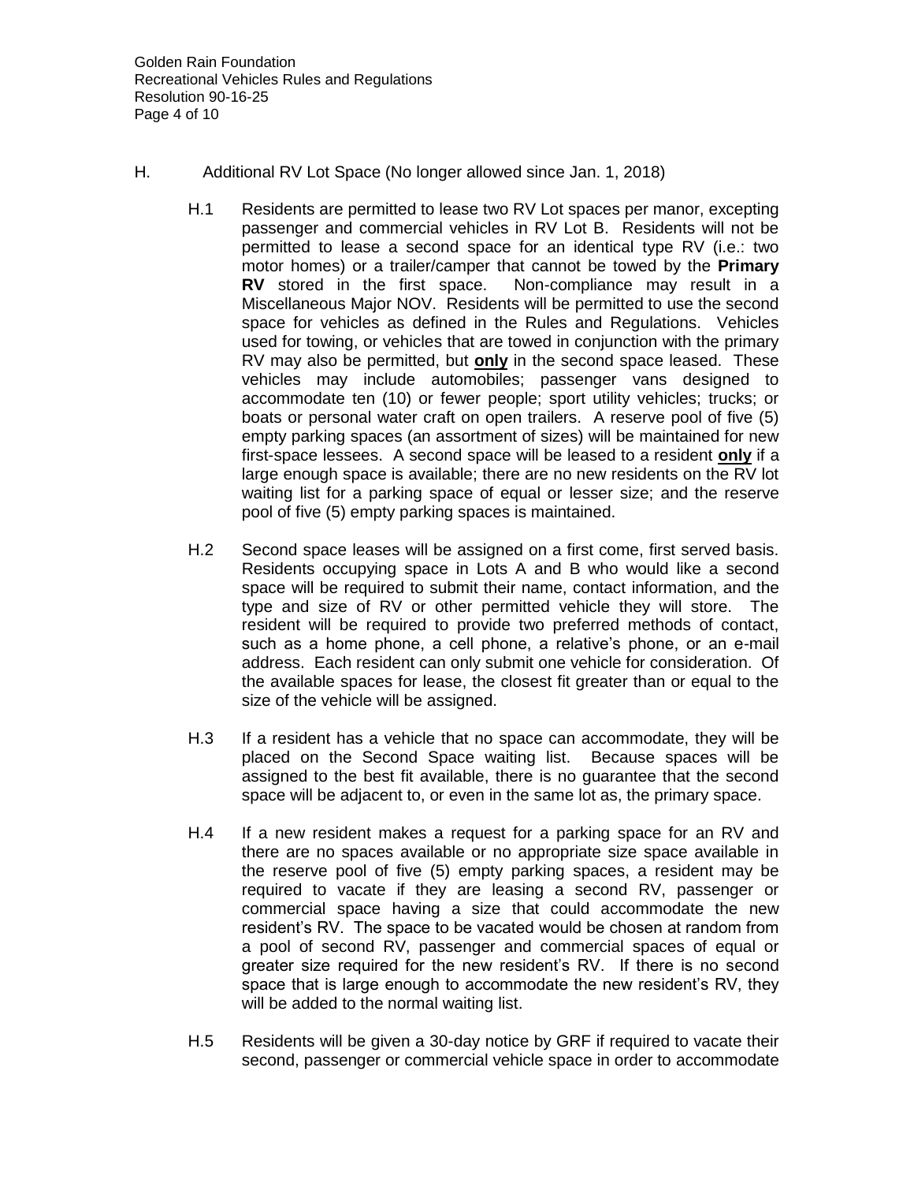H. Additional RV Lot Space (No longer allowed since Jan. 1, 2018)

H.1 Residents are permitted to lease two RV Lot spaces per manor, excepting passenger and commercial vehicles in RV Lot B. Residents will not be permitted to lease a second space for an identical type RV (i.e.: two motor homes) or a trailer/camper that cannot be towed by the **Primary RV** stored in the first space. Non-compliance may result in a Miscellaneous Major NOV. Residents will be permitted to use the second space for vehicles as defined in the Rules and Regulations. Vehicles used for towing, or vehicles that are towed in conjunction with the primary RV may also be permitted, but **only** in the second space leased. These vehicles may include automobiles; passenger vans designed to accommodate ten (10) or fewer people; sport utility vehicles; trucks; or boats or personal water craft on open trailers. A reserve pool of five (5) empty parking spaces (an assortment of sizes) will be maintained for new first-space lessees. A second space will be leased to a resident **only** if a large enough space is available; there are no new residents on the RV lot waiting list for a parking space of equal or lesser size; and the reserve pool of five (5) empty parking spaces is maintained.

H.2 Second space leases will be assigned on a first come, first served basis. Residents occupying space in Lots A and B who would like a second space will be required to submit their name, contact information, and the type and size of RV or other permitted vehicle they will store. The resident will be required to provide two preferred methods of contact, such as a home phone, a cell phone, a relative's phone, or an e-mail address. Each resident can only submit one vehicle for consideration. Of the available spaces for lease, the closest fit greater than or equal to the size of the vehicle will be assigned.

H.3 If a resident has a vehicle that no space can accommodate, they will be placed on the Second Space waiting list. Because spaces will be assigned to the best fit available, there is no guarantee that the second space will be adjacent to, or even in the same lot as, the primary space.

H.4 If a new resident makes a request for a parking space for an RV and there are no spaces available or no appropriate size space available in the reserve pool of five (5) empty parking spaces, a resident may be required to vacate if they are leasing a second RV, passenger or commercial space having a size that could accommodate the new resident's RV. The space to be vacated would be chosen at random from a pool of second RV, passenger and commercial spaces of equal or greater size required for the new resident's RV. If there is no second space that is large enough to accommodate the new resident's RV, they will be added to the normal waiting list.

H.5 Residents will be given a 30-day notice by GRF if required to vacate their second, passenger or commercial vehicle space in order to accommodate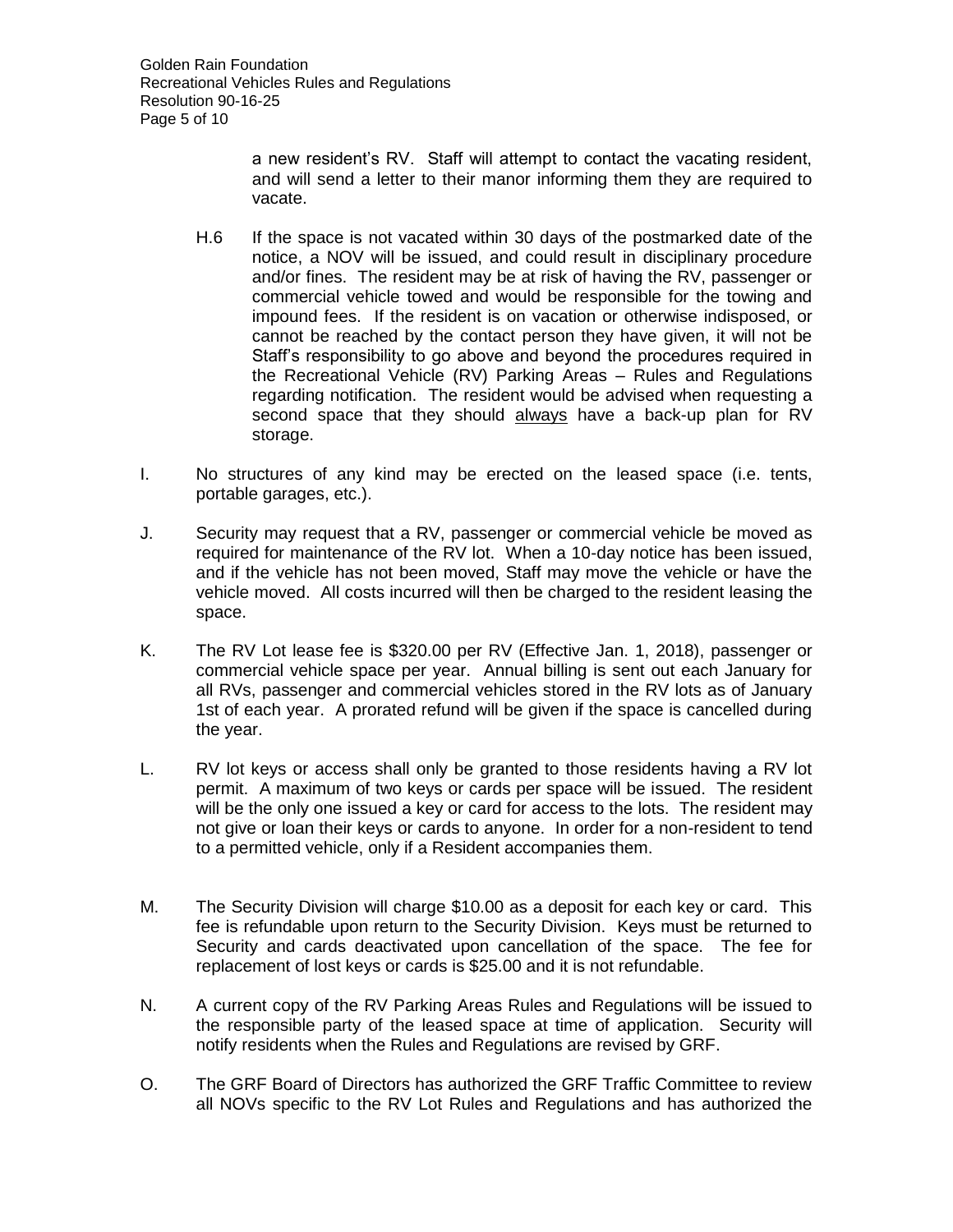a new resident's RV. Staff will attempt to contact the vacating resident, and will send a letter to their manor informing them they are required to vacate.

H.6 If the space is not vacated within 30 days of the postmarked date of the notice, a NOV will be issued, and could result in disciplinary procedure and/or fines. The resident may be at risk of having the RV, passenger or commercial vehicle towed and would be responsible for the towing and impound fees. If the resident is on vacation or otherwise indisposed, or cannot be reached by the contact person they have given, it will not be Staff's responsibility to go above and beyond the procedures required in the Recreational Vehicle (RV) Parking Areas – Rules and Regulations regarding notification. The resident would be advised when requesting a second space that they should <u>always</u> have a back-up plan for RV storage.

I. No structures of any kind may be erected on the leased space (i.e. tents, portable garages, etc.).

J. Security may request that a RV, passenger or commercial vehicle be moved as required for maintenance of the RV lot. When a 10-day notice has been issued, and if the vehicle has not been moved, Staff may move the vehicle or have the vehicle moved. All costs incurred will then be charged to the resident leasing the space.

K. The RV Lot lease fee is $320.00 per RV (Effective Jan. 1, 2018), passenger or commercial vehicle space per year. Annual billing is sent out each January for all RVs, passenger and commercial vehicles stored in the RV lots as of January 1st of each year. A prorated refund will be given if the space is cancelled during the year.

L. RV lot keys or access shall only be granted to those residents having a RV lot permit. A maximum of two keys or cards per space will be issued. The resident will be the only one issued a key or card for access to the lots. The resident may not give or loan their keys or cards to anyone. In order for a non-resident to tend to a permitted vehicle, only if a Resident accompanies them.

M. The Security Division will charge $10.00 as a deposit for each key or card. This fee is refundable upon return to the Security Division. Keys must be returned to Security and cards deactivated upon cancellation of the space. The fee for replacement of lost keys or cards is $25.00 and it is not refundable.

N. A current copy of the RV Parking Areas Rules and Regulations will be issued to the responsible party of the leased space at time of application. Security will notify residents when the Rules and Regulations are revised by GRF.

O. The GRF Board of Directors has authorized the GRF Traffic Committee to review all NOVs specific to the RV Lot Rules and Regulations and has authorized the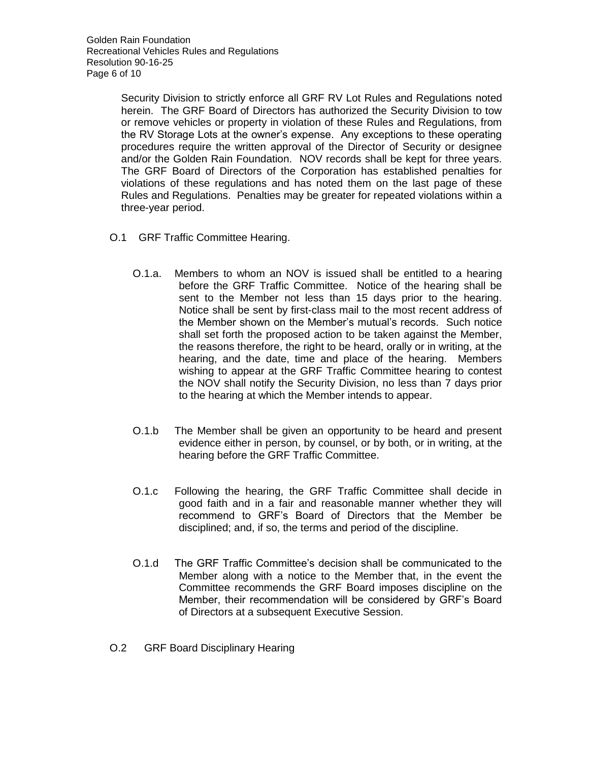Security Division to strictly enforce all GRF RV Lot Rules and Regulations noted herein. The GRF Board of Directors has authorized the Security Division to tow or remove vehicles or property in violation of these Rules and Regulations, from the RV Storage Lots at the owner's expense. Any exceptions to these operating procedures require the written approval of the Director of Security or designee and/or the Golden Rain Foundation. NOV records shall be kept for three years. The GRF Board of Directors of the Corporation has established penalties for violations of these regulations and has noted them on the last page of these Rules and Regulations. Penalties may be greater for repeated violations within a three-year period.

O.1 GRF Traffic Committee Hearing.

O.1.a. Members to whom an NOV is issued shall be entitled to a hearing before the GRF Traffic Committee. Notice of the hearing shall be sent to the Member not less than 15 days prior to the hearing. Notice shall be sent by first-class mail to the most recent address of the Member shown on the Member's mutual's records. Such notice shall set forth the proposed action to be taken against the Member, the reasons therefore, the right to be heard, orally or in writing, at the hearing, and the date, time and place of the hearing. Members wishing to appear at the GRF Traffic Committee hearing to contest the NOV shall notify the Security Division, no less than 7 days prior to the hearing at which the Member intends to appear.

O.1.b The Member shall be given an opportunity to be heard and present evidence either in person, by counsel, or by both, or in writing, at the hearing before the GRF Traffic Committee.

O.1.c Following the hearing, the GRF Traffic Committee shall decide in good faith and in a fair and reasonable manner whether they will recommend to GRF's Board of Directors that the Member be disciplined; and, if so, the terms and period of the discipline.

O.1.d The GRF Traffic Committee's decision shall be communicated to the Member along with a notice to the Member that, in the event the Committee recommends the GRF Board imposes discipline on the Member, their recommendation will be considered by GRF's Board of Directors at a subsequent Executive Session.

O.2 GRF Board Disciplinary Hearing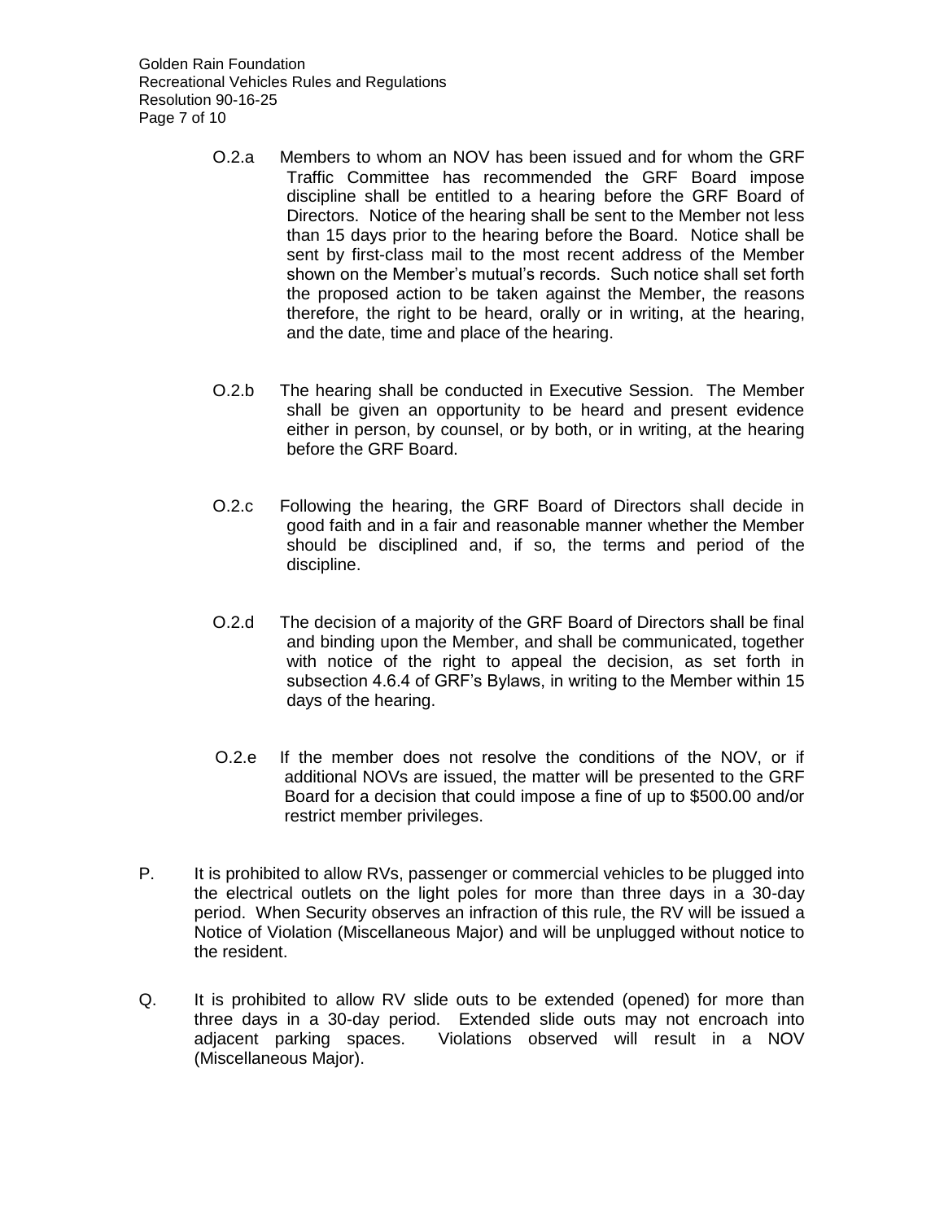O.2.a Members to whom an NOV has been issued and for whom the GRF Traffic Committee has recommended the GRF Board impose discipline shall be entitled to a hearing before the GRF Board of Directors. Notice of the hearing shall be sent to the Member not less than 15 days prior to the hearing before the Board. Notice shall be sent by first-class mail to the most recent address of the Member shown on the Member's mutual's records. Such notice shall set forth the proposed action to be taken against the Member, the reasons therefore, the right to be heard, orally or in writing, at the hearing, and the date, time and place of the hearing.

O.2.b The hearing shall be conducted in Executive Session. The Member shall be given an opportunity to be heard and present evidence either in person, by counsel, or by both, or in writing, at the hearing before the GRF Board.

O.2.c Following the hearing, the GRF Board of Directors shall decide in good faith and in a fair and reasonable manner whether the Member should be disciplined and, if so, the terms and period of the discipline.

O.2.d The decision of a majority of the GRF Board of Directors shall be final and binding upon the Member, and shall be communicated, together with notice of the right to appeal the decision, as set forth in subsection 4.6.4 of GRF's Bylaws, in writing to the Member within 15 days of the hearing.

O.2.e If the member does not resolve the conditions of the NOV, or if additional NOVs are issued, the matter will be presented to the GRF Board for a decision that could impose a fine of up to $500.00 and/or restrict member privileges.

P. It is prohibited to allow RVs, passenger or commercial vehicles to be plugged into the electrical outlets on the light poles for more than three days in a 30-day period. When Security observes an infraction of this rule, the RV will be issued a Notice of Violation (Miscellaneous Major) and will be unplugged without notice to the resident.

Q. It is prohibited to allow RV slide outs to be extended (opened) for more than three days in a 30-day period. Extended slide outs may not encroach into adjacent parking spaces. Violations observed will result in a NOV (Miscellaneous Major).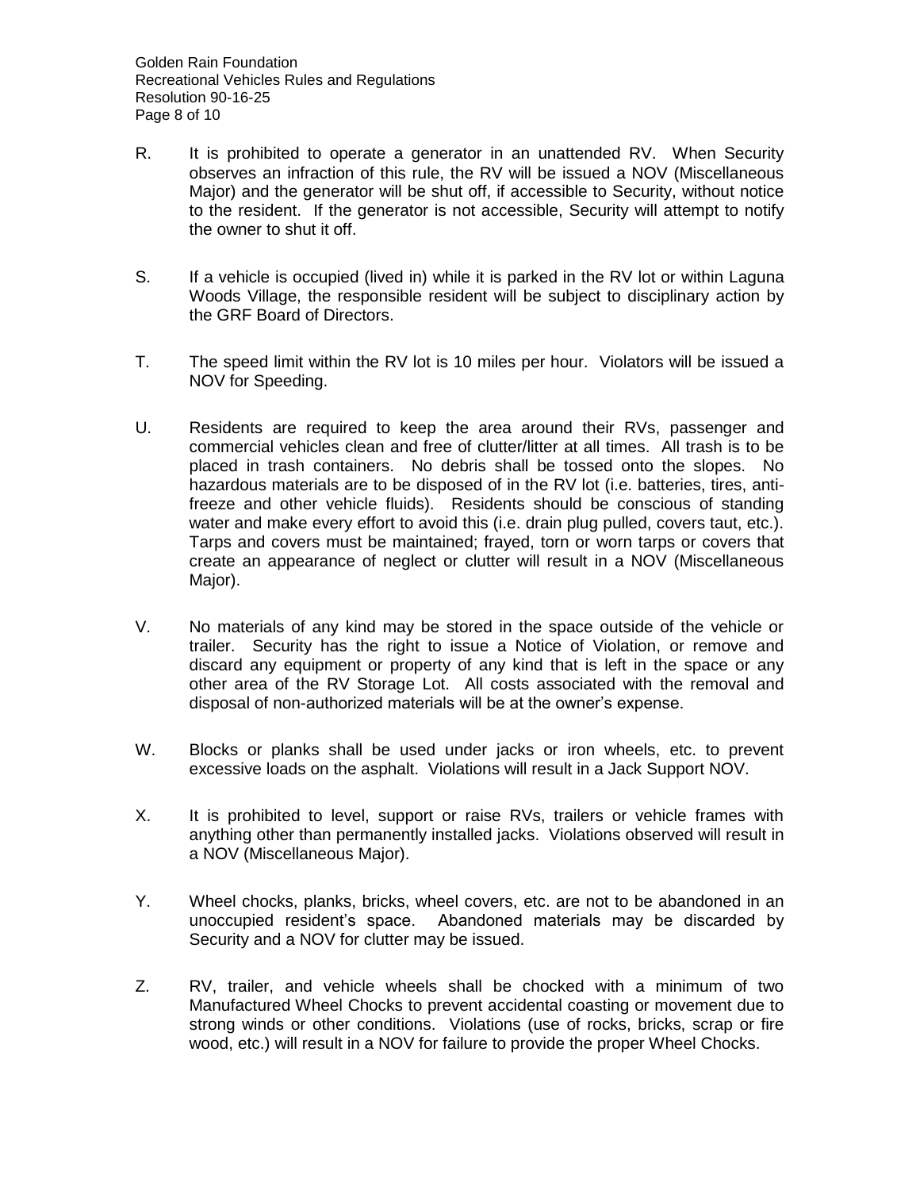R. It is prohibited to operate a generator in an unattended RV. When Security observes an infraction of this rule, the RV will be issued a NOV (Miscellaneous Major) and the generator will be shut off, if accessible to Security, without notice to the resident. If the generator is not accessible, Security will attempt to notify the owner to shut it off.

S. If a vehicle is occupied (lived in) while it is parked in the RV lot or within Laguna Woods Village, the responsible resident will be subject to disciplinary action by the GRF Board of Directors.

T. The speed limit within the RV lot is 10 miles per hour. Violators will be issued a NOV for Speeding.

U. Residents are required to keep the area around their RVs, passenger and commercial vehicles clean and free of clutter/litter at all times. All trash is to be placed in trash containers. No debris shall be tossed onto the slopes. No hazardous materials are to be disposed of in the RV lot (i.e. batteries, tires, anti-freeze and other vehicle fluids). Residents should be conscious of standing water and make every effort to avoid this (i.e. drain plug pulled, covers taut, etc.). Tarps and covers must be maintained; frayed, torn or worn tarps or covers that create an appearance of neglect or clutter will result in a NOV (Miscellaneous Major).

V. No materials of any kind may be stored in the space outside of the vehicle or trailer. Security has the right to issue a Notice of Violation, or remove and discard any equipment or property of any kind that is left in the space or any other area of the RV Storage Lot. All costs associated with the removal and disposal of non-authorized materials will be at the owner's expense.

W. Blocks or planks shall be used under jacks or iron wheels, etc. to prevent excessive loads on the asphalt. Violations will result in a Jack Support NOV.

X. It is prohibited to level, support or raise RVs, trailers or vehicle frames with anything other than permanently installed jacks. Violations observed will result in a NOV (Miscellaneous Major).

Y. Wheel chocks, planks, bricks, wheel covers, etc. are not to be abandoned in an unoccupied resident's space. Abandoned materials may be discarded by Security and a NOV for clutter may be issued.

Z. RV, trailer, and vehicle wheels shall be chocked with a minimum of two Manufactured Wheel Chocks to prevent accidental coasting or movement due to strong winds or other conditions. Violations (use of rocks, bricks, scrap or fire wood, etc.) will result in a NOV for failure to provide the proper Wheel Chocks.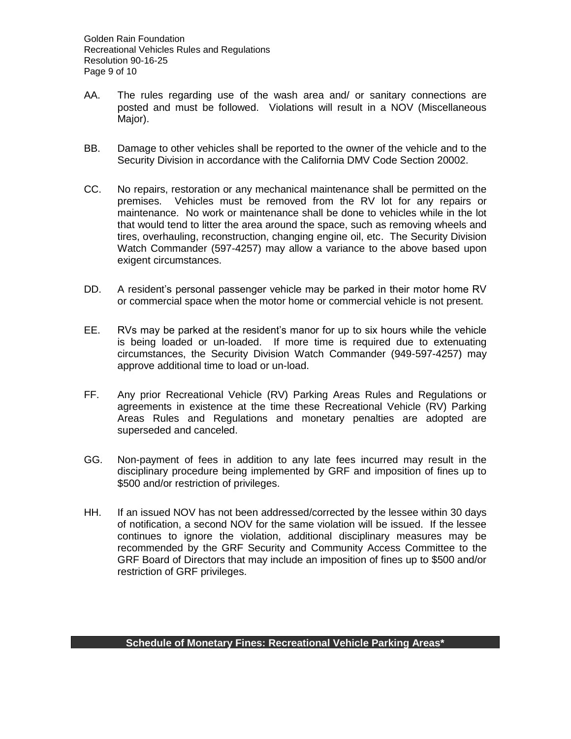AA. The rules regarding use of the wash area and/ or sanitary connections are posted and must be followed. Violations will result in a NOV (Miscellaneous Major).

BB. Damage to other vehicles shall be reported to the owner of the vehicle and to the Security Division in accordance with the California DMV Code Section 20002.

CC. No repairs, restoration or any mechanical maintenance shall be permitted on the premises. Vehicles must be removed from the RV lot for any repairs or maintenance. No work or maintenance shall be done to vehicles while in the lot that would tend to litter the area around the space, such as removing wheels and tires, overhauling, reconstruction, changing engine oil, etc. The Security Division Watch Commander (597-4257) may allow a variance to the above based upon exigent circumstances.

DD. A resident's personal passenger vehicle may be parked in their motor home RV or commercial space when the motor home or commercial vehicle is not present.

EE. RVs may be parked at the resident's manor for up to six hours while the vehicle is being loaded or un-loaded. If more time is required due to extenuating circumstances, the Security Division Watch Commander (949-597-4257) may approve additional time to load or un-load.

FF. Any prior Recreational Vehicle (RV) Parking Areas Rules and Regulations or agreements in existence at the time these Recreational Vehicle (RV) Parking Areas Rules and Regulations and monetary penalties are adopted are superseded and canceled.

GG. Non-payment of fees in addition to any late fees incurred may result in the disciplinary procedure being implemented by GRF and imposition of fines up to $500 and/or restriction of privileges.

HH. If an issued NOV has not been addressed/corrected by the lessee within 30 days of notification, a second NOV for the same violation will be issued. If the lessee continues to ignore the violation, additional disciplinary measures may be recommended by the GRF Security and Community Access Committee to the GRF Board of Directors that may include an imposition of fines up to $500 and/or restriction of GRF privileges.

**Schedule of Monetary Fines: Recreational Vehicle Parking Areas***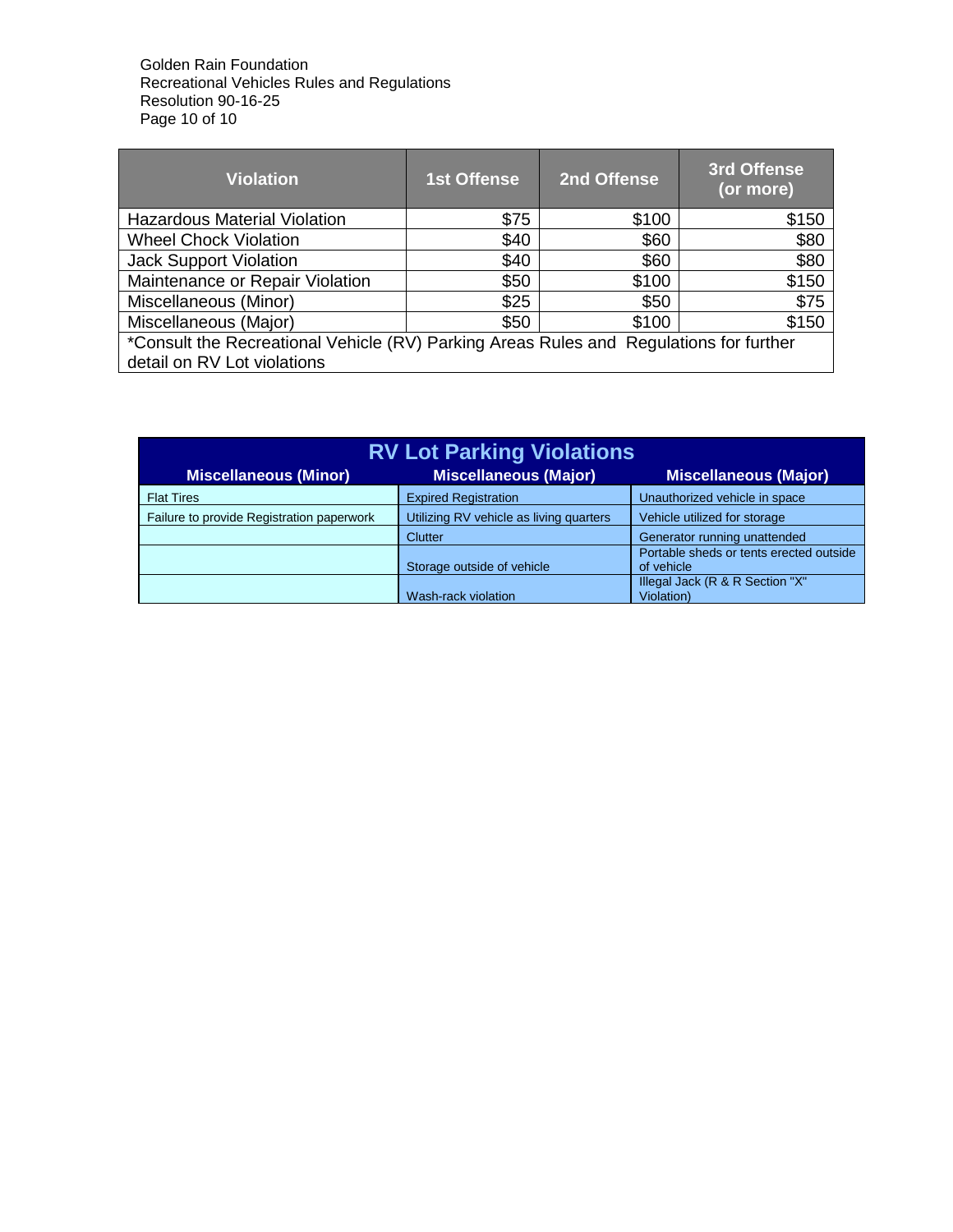| Violation | 1st Offense | 2nd Offense | 3rd Offense (or more) |
|---|---|---|---|
| Hazardous Material Violation | $75 | $100 | $150 |
| Wheel Chock Violation | $40 | $60 | $80 |
| Jack Support Violation | $40 | $60 | $80 |
| Maintenance or Repair Violation | $50 | $100 | $150 |
| Miscellaneous (Minor) | $25 | $50 | $75 |
| Miscellaneous (Major) | $50 | $100 | $150 |
| *Consult the Recreational Vehicle (RV) Parking Areas Rules and Regulations for further detail on RV Lot violations | | | |

## RV Lot Parking Violations

| Miscellaneous (Minor) | Miscellaneous (Major) | Miscellaneous (Major) |
|---|---|---|
| Flat Tires | Expired Registration | Unauthorized vehicle in space |
| Failure to provide Registration paperwork | Utilizing RV vehicle as living quarters | Vehicle utilized for storage |
| | Clutter | Generator running unattended |
| | Storage outside of vehicle | Portable sheds or tents erected outside of vehicle |
| | Wash-rack violation | Illegal Jack (R & R Section "X" Violation) |